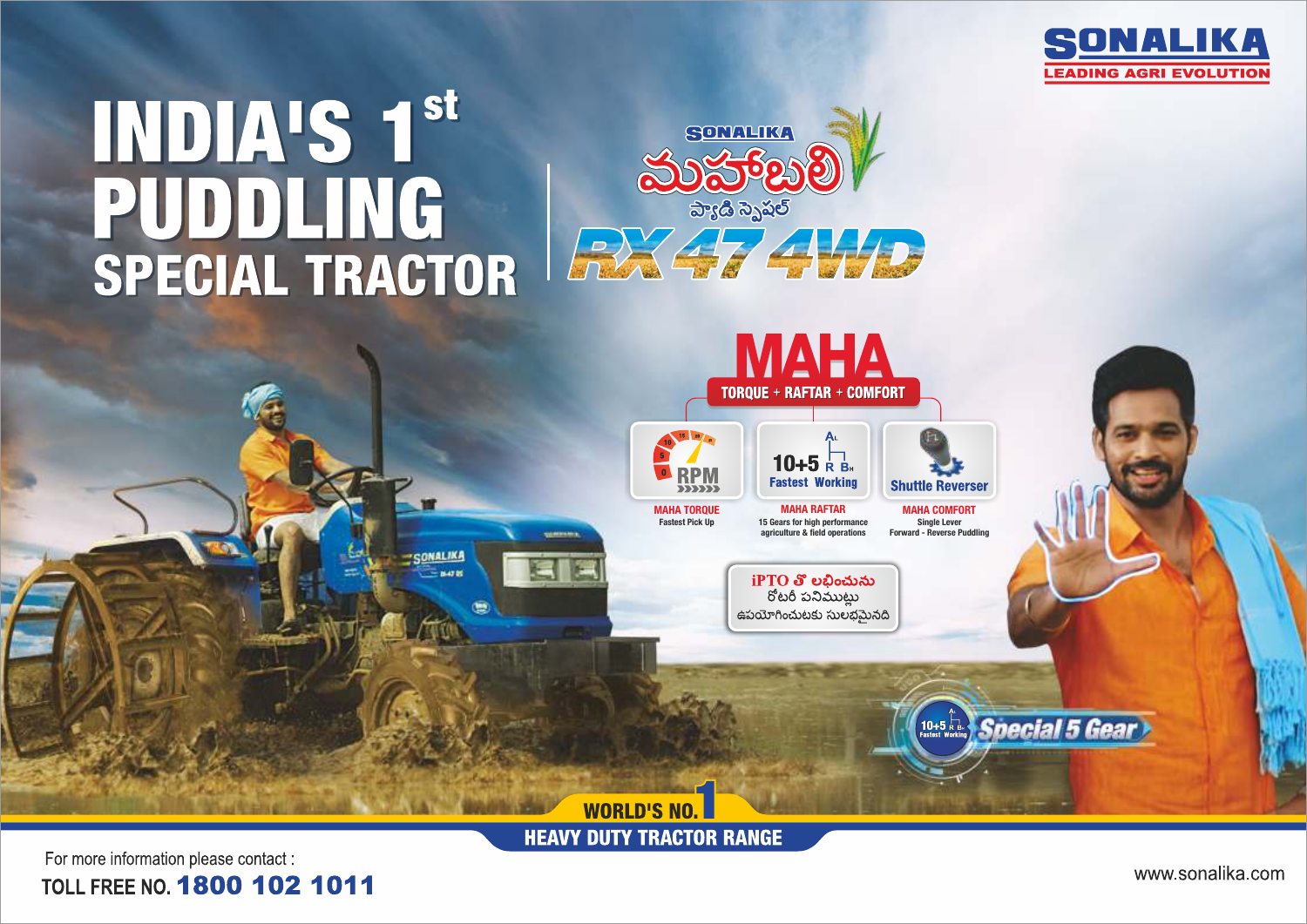# SONALIKA

LEADING AGRI EVOLUTION

# INDIA'S 1st PUDDLING SPECIAL TRACTOR

SONALIKA

మహాబలి

ప్యాడీ స్పెషల్

## RX 47 4WD

## MAHA

TORQUE + RAFTAR + COMFORT

| RPM | 10+5 R B Fastest Working | Shuttle Reverser |
|---|---|---|
| **MAHA TORQUE** Fastest Pick Up | **MAHA RAFTAR** 15 Gears for high performance agriculture & field operations | **MAHA COMFORT** Single Lever Forward - Reverse Puddling |

iPTO తో లభించును రోటరీ పనిముట్లు ఉపయోగించుటకు సులభమైనది

10+5 Fastest Working — Special 5 Gear

WORLD'S NO.1 HEAVY DUTY TRACTOR RANGE

For more information please contact :

TOLL FREE NO. **1800 102 1011**

www.sonalika.com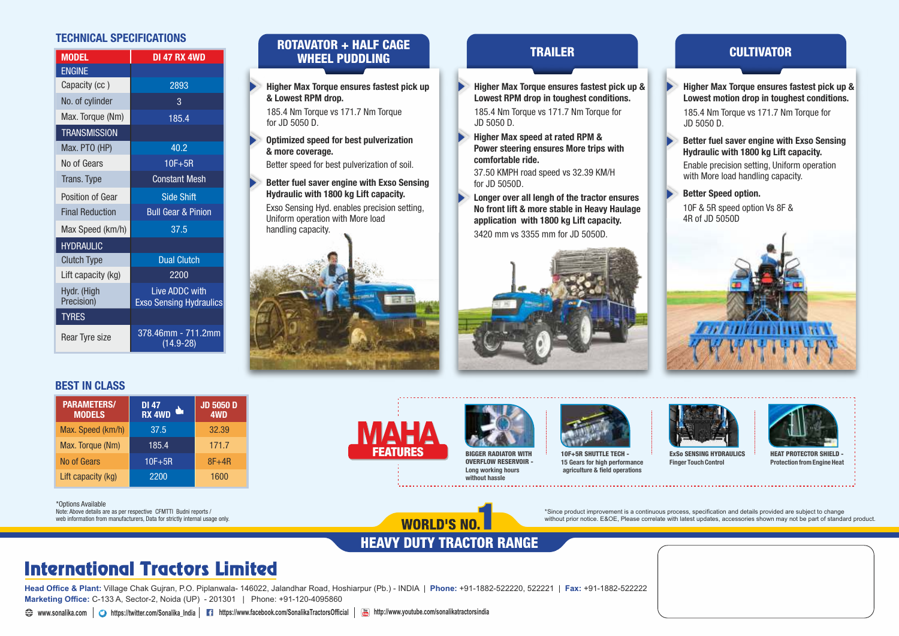## TECHNICAL SPECIFICATIONS

| MODEL | DI 47 RX 4WD |
|---|---|
| **ENGINE** | |
| Capacity (cc ) | 2893 |
| No. of cylinder | 3 |
| Max. Torque (Nm) | 185.4 |
| **TRANSMISSION** | |
| Max. PTO (HP) | 40.2 |
| No of Gears | 10F+5R |
| Trans. Type | Constant Mesh |
| Position of Gear | Side Shift |
| Final Reduction | Bull Gear & Pinion |
| Max Speed (km/h) | 37.5 |
| **HYDRAULIC** | |
| Clutch Type | Dual Clutch |
| Lift capacity (kg) | 2200 |
| Hydr. (High Precision) | Live ADDC with Exso Sensing Hydraulics |
| **TYRES** | |
| Rear Tyre size | 378.46mm - 711.2mm (14.9-28) |

## ROTAVATOR + HALF CAGE WHEEL PUDDLING

- **Higher Max Torque ensures fastest pick up & Lowest RPM drop.**
  185.4 Nm Torque vs 171.7 Nm Torque for JD 5050 D.
- **Optimized speed for best pulverization & more coverage.**
  Better speed for best pulverization of soil.
- **Better fuel saver engine with Exso Sensing Hydraulic with 1800 kg Lift capacity.**
  Exso Sensing Hyd. enables precision setting, Uniform operation with More load handling capacity.

## TRAILER

- **Higher Max Torque ensures fastest pick up & Lowest RPM drop in toughest conditions.**
  185.4 Nm Torque vs 171.7 Nm Torque for JD 5050 D.
- **Higher Max speed at rated RPM & Power steering ensures More trips with comfortable ride.**
  37.50 KMPH road speed vs 32.39 KM/H for JD 5050D.
- **Longer over all lengh of the tractor ensures No front lift & more stable in Heavy Haulage application with 1800 kg Lift capacity.**
  3420 mm vs 3355 mm for JD 5050D.

## CULTIVATOR

- **Higher Max Torque ensures fastest pick up & Lowest motion drop in toughest conditions.**
  185.4 Nm Torque vs 171.7 Nm Torque for JD 5050 D.
- **Better fuel saver engine with Exso Sensing Hydraulic with 1800 kg Lift capacity.**
  Enable precision setting, Uniform operation with More load handling capacity.
- **Better Speed option.**
  10F & 5R speed option Vs 8F & 4R of JD 5050D

## BEST IN CLASS

| PARAMETERS/ MODELS | DI 47 RX 4WD | JD 5050 D 4WD |
|---|---|---|
| Max. Speed (km/h) | 37.5 | 32.39 |
| Max. Torque (Nm) | 185.4 | 171.7 |
| No of Gears | 10F+5R | 8F+4R |
| Lift capacity (kg) | 2200 | 1600 |

## MAHA FEATURES

- **BIGGER RADIATOR WITH OVERFLOW RESERVOIR -** Long working hours without hassle
- **10F+5R SHUTTLE TECH -** 15 Gears for high performance agriculture & field operations
- **ExSo SENSING HYDRAULICS** Finger Touch Control
- **HEAT PROTECTOR SHIELD -** Protection from Engine Heat

*Options Available
Note: Above details are as per respective CFMTTI Budni reports / web information from manufacturers, Data for strictly internal usage only.

WORLD'S NO. 1
HEAVY DUTY TRACTOR RANGE

*Since product improvement is a continuous process, specification and details provided are subject to change without prior notice. E&OE, Please correlate with latest updates, accessories shown may not be part of standard product.

# International Tractors Limited

**Head Office & Plant:** Village Chak Gujran, P.O. Piplanwala- 146022, Jalandhar Road, Hoshiarpur (Pb.) - INDIA | **Phone:** +91-1882-522220, 522221 | **Fax:** +91-1882-522222
**Marketing Office:** C-133 A, Sector-2, Noida (UP) - 201301 | Phone: +91-120-4095860

www.sonalika.com | https://twitter.com/Sonalika_India | https://www.facebook.com/SonalikaTractorsOfficial | http://www.youtube.com/sonalikatractorsindia